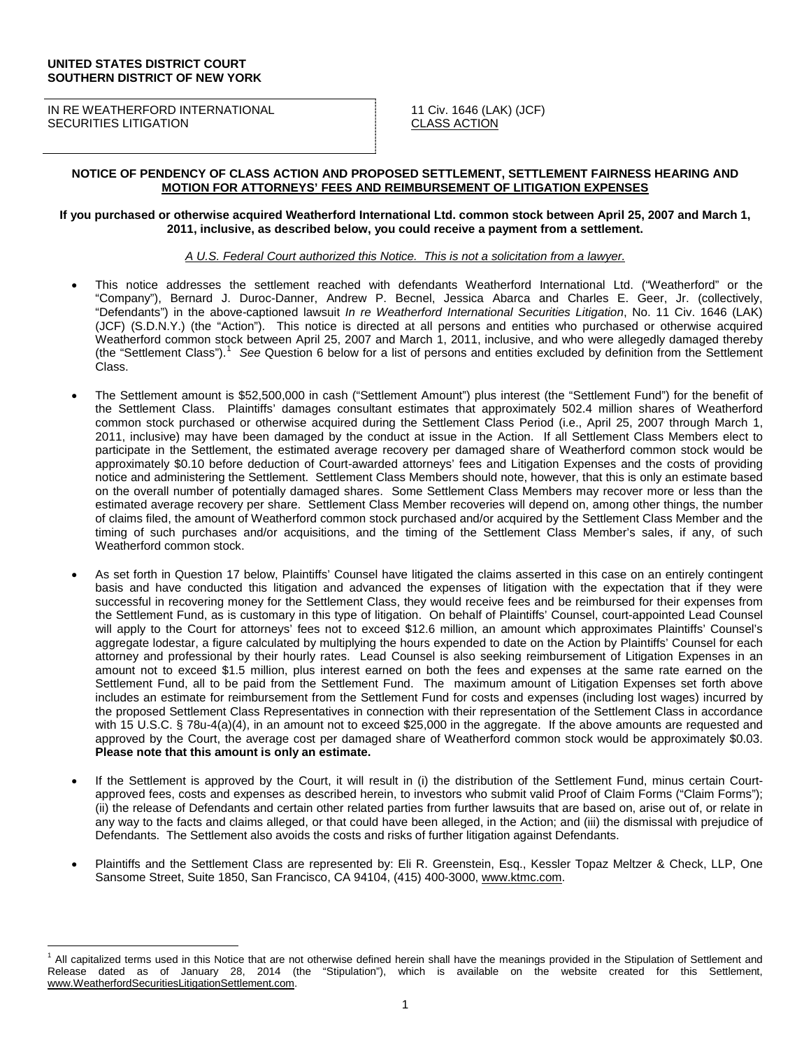**UNITED STATES DISTRICT COURT**
**SOUTHERN DISTRICT OF NEW YORK**

| IN RE WEATHERFORD INTERNATIONAL SECURITIES LITIGATION | 11 Civ. 1646 (LAK) (JCF) CLASS ACTION |
|---|---|

**NOTICE OF PENDENCY OF CLASS ACTION AND PROPOSED SETTLEMENT, SETTLEMENT FAIRNESS HEARING AND MOTION FOR ATTORNEYS' FEES AND REIMBURSEMENT OF LITIGATION EXPENSES**

**If you purchased or otherwise acquired Weatherford International Ltd. common stock between April 25, 2007 and March 1, 2011, inclusive, as described below, you could receive a payment from a settlement.**

*A U.S. Federal Court authorized this Notice. This is not a solicitation from a lawyer.*

- This notice addresses the settlement reached with defendants Weatherford International Ltd. ("Weatherford" or the "Company"), Bernard J. Duroc-Danner, Andrew P. Becnel, Jessica Abarca and Charles E. Geer, Jr. (collectively, "Defendants") in the above-captioned lawsuit *In re Weatherford International Securities Litigation*, No. 11 Civ. 1646 (LAK) (JCF) (S.D.N.Y.) (the "Action"). This notice is directed at all persons and entities who purchased or otherwise acquired Weatherford common stock between April 25, 2007 and March 1, 2011, inclusive, and who were allegedly damaged thereby (the "Settlement Class").[1] *See* Question 6 below for a list of persons and entities excluded by definition from the Settlement Class.

- The Settlement amount is $52,500,000 in cash ("Settlement Amount") plus interest (the "Settlement Fund") for the benefit of the Settlement Class. Plaintiffs' damages consultant estimates that approximately 502.4 million shares of Weatherford common stock purchased or otherwise acquired during the Settlement Class Period (i.e., April 25, 2007 through March 1, 2011, inclusive) may have been damaged by the conduct at issue in the Action. If all Settlement Class Members elect to participate in the Settlement, the estimated average recovery per damaged share of Weatherford common stock would be approximately $0.10 before deduction of Court-awarded attorneys' fees and Litigation Expenses and the costs of providing notice and administering the Settlement. Settlement Class Members should note, however, that this is only an estimate based on the overall number of potentially damaged shares. Some Settlement Class Members may recover more or less than the estimated average recovery per share. Settlement Class Member recoveries will depend on, among other things, the number of claims filed, the amount of Weatherford common stock purchased and/or acquired by the Settlement Class Member and the timing of such purchases and/or acquisitions, and the timing of the Settlement Class Member's sales, if any, of such Weatherford common stock.

- As set forth in Question 17 below, Plaintiffs' Counsel have litigated the claims asserted in this case on an entirely contingent basis and have conducted this litigation and advanced the expenses of litigation with the expectation that if they were successful in recovering money for the Settlement Class, they would receive fees and be reimbursed for their expenses from the Settlement Fund, as is customary in this type of litigation. On behalf of Plaintiffs' Counsel, court-appointed Lead Counsel will apply to the Court for attorneys' fees not to exceed $12.6 million, an amount which approximates Plaintiffs' Counsel's aggregate lodestar, a figure calculated by multiplying the hours expended to date on the Action by Plaintiffs' Counsel for each attorney and professional by their hourly rates. Lead Counsel is also seeking reimbursement of Litigation Expenses in an amount not to exceed $1.5 million, plus interest earned on both the fees and expenses at the same rate earned on the Settlement Fund, all to be paid from the Settlement Fund. The maximum amount of Litigation Expenses set forth above includes an estimate for reimbursement from the Settlement Fund for costs and expenses (including lost wages) incurred by the proposed Settlement Class Representatives in connection with their representation of the Settlement Class in accordance with 15 U.S.C. § 78u-4(a)(4), in an amount not to exceed $25,000 in the aggregate. If the above amounts are requested and approved by the Court, the average cost per damaged share of Weatherford common stock would be approximately $0.03. **Please note that this amount is only an estimate.**

- If the Settlement is approved by the Court, it will result in (i) the distribution of the Settlement Fund, minus certain Court-approved fees, costs and expenses as described herein, to investors who submit valid Proof of Claim Forms ("Claim Forms"); (ii) the release of Defendants and certain other related parties from further lawsuits that are based on, arise out of, or relate in any way to the facts and claims alleged, or that could have been alleged, in the Action; and (iii) the dismissal with prejudice of Defendants. The Settlement also avoids the costs and risks of further litigation against Defendants.

- Plaintiffs and the Settlement Class are represented by: Eli R. Greenstein, Esq., Kessler Topaz Meltzer & Check, LLP, One Sansome Street, Suite 1850, San Francisco, CA 94104, (415) 400-3000, www.ktmc.com.

---

[1] All capitalized terms used in this Notice that are not otherwise defined herein shall have the meanings provided in the Stipulation of Settlement and Release dated as of January 28, 2014 (the "Stipulation"), which is available on the website created for this Settlement, www.WeatherfordSecuritiesLitigationSettlement.com.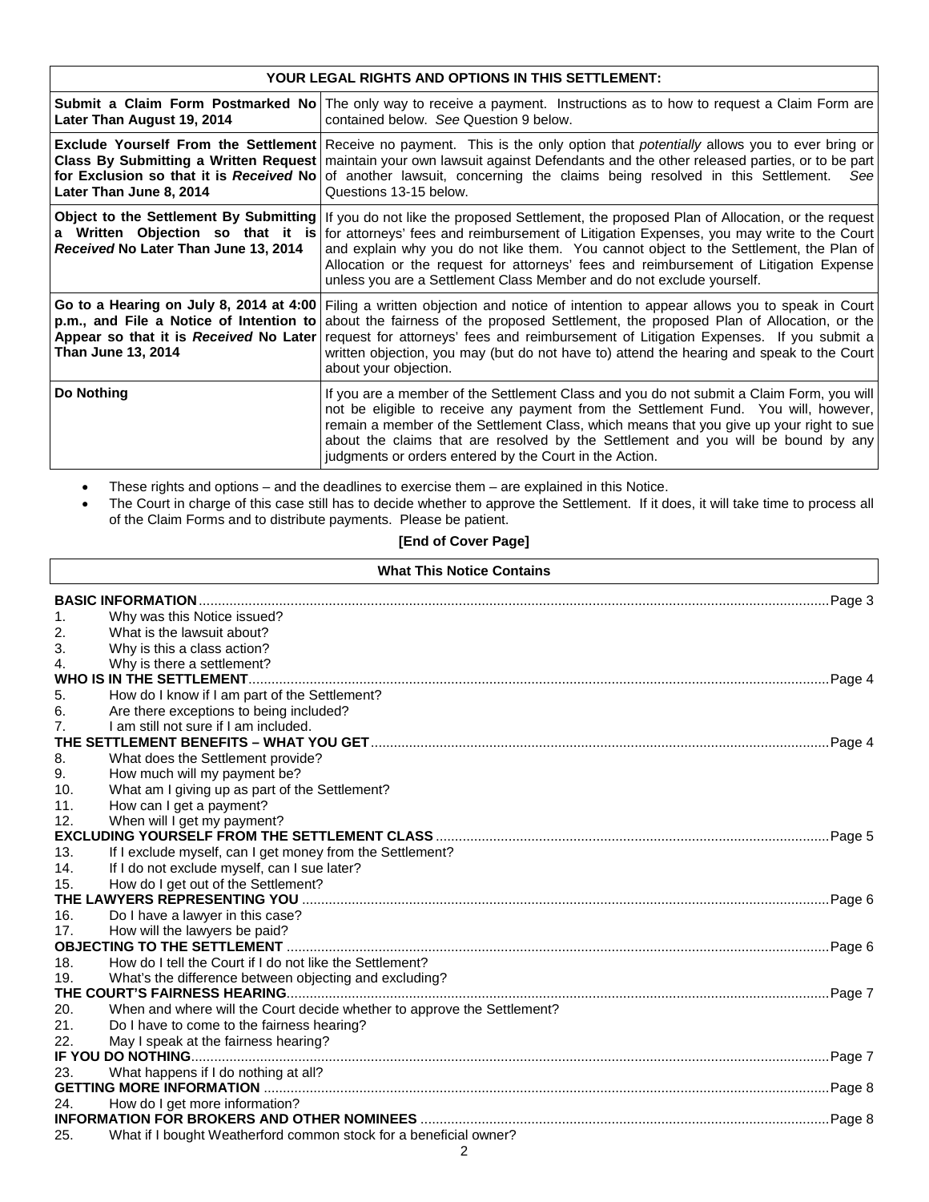| YOUR LEGAL RIGHTS AND OPTIONS IN THIS SETTLEMENT: | |
|---|---|
| **Submit a Claim Form Postmarked No Later Than August 19, 2014** | The only way to receive a payment. Instructions as to how to request a Claim Form are contained below. *See* Question 9 below. |
| **Exclude Yourself From the Settlement Class By Submitting a Written Request for Exclusion so that it is *Received* No Later Than June 8, 2014** | Receive no payment. This is the only option that *potentially* allows you to ever bring or maintain your own lawsuit against Defendants and the other released parties, or to be part of another lawsuit, concerning the claims being resolved in this Settlement. *See* Questions 13-15 below. |
| **Object to the Settlement By Submitting a Written Objection so that it is *Received* No Later Than June 13, 2014** | If you do not like the proposed Settlement, the proposed Plan of Allocation, or the request for attorneys' fees and reimbursement of Litigation Expenses, you may write to the Court and explain why you do not like them. You cannot object to the Settlement, the Plan of Allocation or the request for attorneys' fees and reimbursement of Litigation Expense unless you are a Settlement Class Member and do not exclude yourself. |
| **Go to a Hearing on July 8, 2014 at 4:00 p.m., and File a Notice of Intention to Appear so that it is *Received* No Later Than June 13, 2014** | Filing a written objection and notice of intention to appear allows you to speak in Court about the fairness of the proposed Settlement, the proposed Plan of Allocation, or the request for attorneys' fees and reimbursement of Litigation Expenses. If you submit a written objection, you may (but do not have to) attend the hearing and speak to the Court about your objection. |
| **Do Nothing** | If you are a member of the Settlement Class and you do not submit a Claim Form, you will not be eligible to receive any payment from the Settlement Fund. You will, however, remain a member of the Settlement Class, which means that you give up your right to sue about the claims that are resolved by the Settlement and you will be bound by any judgments or orders entered by the Court in the Action. |

- These rights and options – and the deadlines to exercise them – are explained in this Notice.
- The Court in charge of this case still has to decide whether to approve the Settlement. If it does, it will take time to process all of the Claim Forms and to distribute payments. Please be patient.

**[End of Cover Page]**

## What This Notice Contains

**BASIC INFORMATION** .......... Page 3
1. Why was this Notice issued?
2. What is the lawsuit about?
3. Why is this a class action?
4. Why is there a settlement?

**WHO IS IN THE SETTLEMENT** .......... Page 4
5. How do I know if I am part of the Settlement?
6. Are there exceptions to being included?
7. I am still not sure if I am included.

**THE SETTLEMENT BENEFITS – WHAT YOU GET** .......... Page 4
8. What does the Settlement provide?
9. How much will my payment be?
10. What am I giving up as part of the Settlement?
11. How can I get a payment?
12. When will I get my payment?

**EXCLUDING YOURSELF FROM THE SETTLEMENT CLASS** .......... Page 5
13. If I exclude myself, can I get money from the Settlement?
14. If I do not exclude myself, can I sue later?
15. How do I get out of the Settlement?

**THE LAWYERS REPRESENTING YOU** .......... Page 6
16. Do I have a lawyer in this case?
17. How will the lawyers be paid?

**OBJECTING TO THE SETTLEMENT** .......... Page 6
18. How do I tell the Court if I do not like the Settlement?
19. What's the difference between objecting and excluding?

**THE COURT'S FAIRNESS HEARING** .......... Page 7
20. When and where will the Court decide whether to approve the Settlement?
21. Do I have to come to the fairness hearing?
22. May I speak at the fairness hearing?

**IF YOU DO NOTHING** .......... Page 7
23. What happens if I do nothing at all?

**GETTING MORE INFORMATION** .......... Page 8
24. How do I get more information?

**INFORMATION FOR BROKERS AND OTHER NOMINEES** .......... Page 8
25. What if I bought Weatherford common stock for a beneficial owner?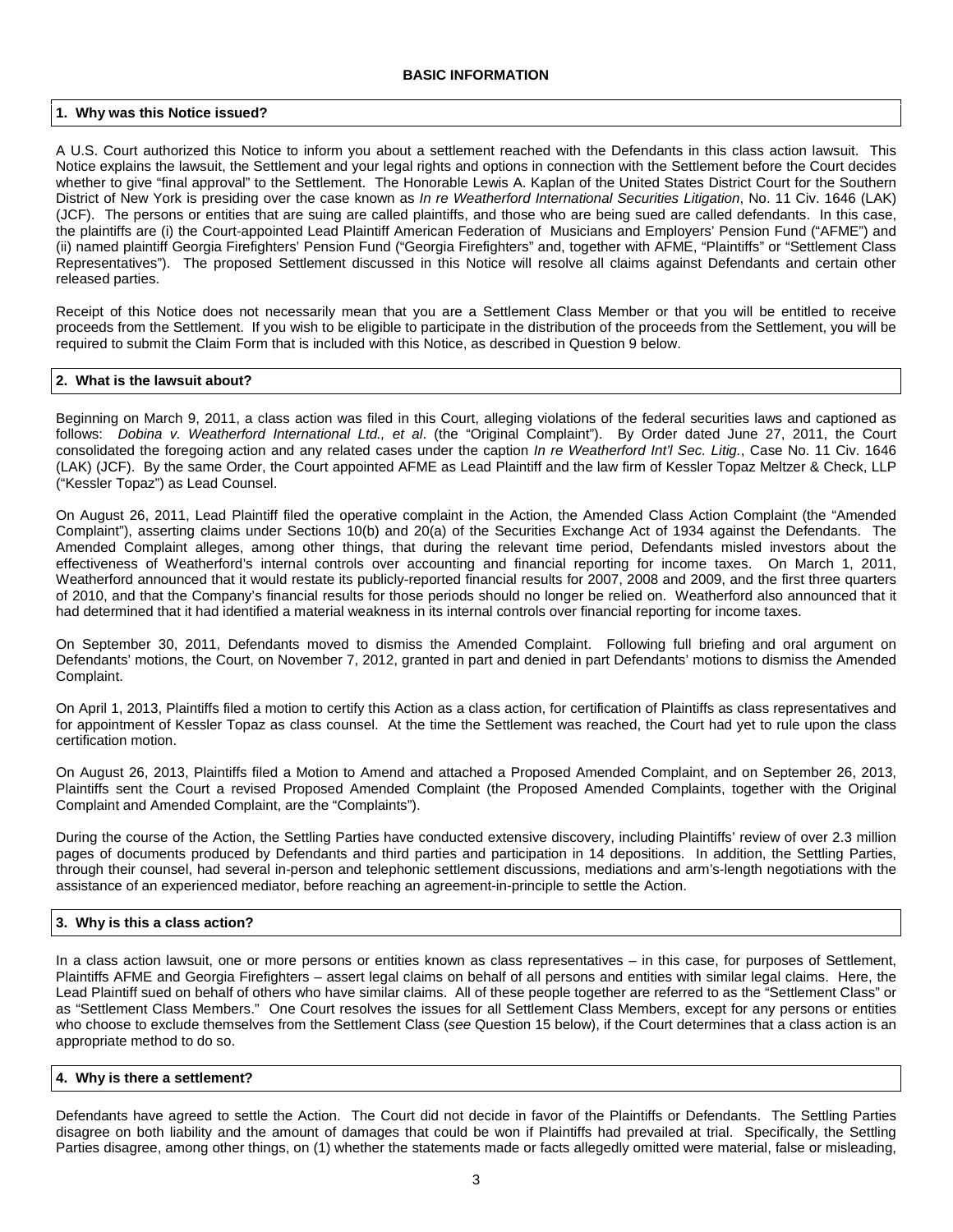## BASIC INFORMATION

### 1. Why was this Notice issued?

A U.S. Court authorized this Notice to inform you about a settlement reached with the Defendants in this class action lawsuit. This Notice explains the lawsuit, the Settlement and your legal rights and options in connection with the Settlement before the Court decides whether to give "final approval" to the Settlement. The Honorable Lewis A. Kaplan of the United States District Court for the Southern District of New York is presiding over the case known as *In re Weatherford International Securities Litigation*, No. 11 Civ. 1646 (LAK) (JCF). The persons or entities that are suing are called plaintiffs, and those who are being sued are called defendants. In this case, the plaintiffs are (i) the Court-appointed Lead Plaintiff American Federation of Musicians and Employers' Pension Fund ("AFME") and (ii) named plaintiff Georgia Firefighters' Pension Fund ("Georgia Firefighters" and, together with AFME, "Plaintiffs" or "Settlement Class Representatives"). The proposed Settlement discussed in this Notice will resolve all claims against Defendants and certain other released parties.

Receipt of this Notice does not necessarily mean that you are a Settlement Class Member or that you will be entitled to receive proceeds from the Settlement. If you wish to be eligible to participate in the distribution of the proceeds from the Settlement, you will be required to submit the Claim Form that is included with this Notice, as described in Question 9 below.

### 2. What is the lawsuit about?

Beginning on March 9, 2011, a class action was filed in this Court, alleging violations of the federal securities laws and captioned as follows: *Dobina v. Weatherford International Ltd., et al*. (the "Original Complaint"). By Order dated June 27, 2011, the Court consolidated the foregoing action and any related cases under the caption *In re Weatherford Int'l Sec. Litig.*, Case No. 11 Civ. 1646 (LAK) (JCF). By the same Order, the Court appointed AFME as Lead Plaintiff and the law firm of Kessler Topaz Meltzer & Check, LLP ("Kessler Topaz") as Lead Counsel.

On August 26, 2011, Lead Plaintiff filed the operative complaint in the Action, the Amended Class Action Complaint (the "Amended Complaint"), asserting claims under Sections 10(b) and 20(a) of the Securities Exchange Act of 1934 against the Defendants. The Amended Complaint alleges, among other things, that during the relevant time period, Defendants misled investors about the effectiveness of Weatherford's internal controls over accounting and financial reporting for income taxes. On March 1, 2011, Weatherford announced that it would restate its publicly-reported financial results for 2007, 2008 and 2009, and the first three quarters of 2010, and that the Company's financial results for those periods should no longer be relied on. Weatherford also announced that it had determined that it had identified a material weakness in its internal controls over financial reporting for income taxes.

On September 30, 2011, Defendants moved to dismiss the Amended Complaint. Following full briefing and oral argument on Defendants' motions, the Court, on November 7, 2012, granted in part and denied in part Defendants' motions to dismiss the Amended Complaint.

On April 1, 2013, Plaintiffs filed a motion to certify this Action as a class action, for certification of Plaintiffs as class representatives and for appointment of Kessler Topaz as class counsel. At the time the Settlement was reached, the Court had yet to rule upon the class certification motion.

On August 26, 2013, Plaintiffs filed a Motion to Amend and attached a Proposed Amended Complaint, and on September 26, 2013, Plaintiffs sent the Court a revised Proposed Amended Complaint (the Proposed Amended Complaints, together with the Original Complaint and Amended Complaint, are the "Complaints").

During the course of the Action, the Settling Parties have conducted extensive discovery, including Plaintiffs' review of over 2.3 million pages of documents produced by Defendants and third parties and participation in 14 depositions. In addition, the Settling Parties, through their counsel, had several in-person and telephonic settlement discussions, mediations and arm's-length negotiations with the assistance of an experienced mediator, before reaching an agreement-in-principle to settle the Action.

### 3. Why is this a class action?

In a class action lawsuit, one or more persons or entities known as class representatives – in this case, for purposes of Settlement, Plaintiffs AFME and Georgia Firefighters – assert legal claims on behalf of all persons and entities with similar legal claims. Here, the Lead Plaintiff sued on behalf of others who have similar claims. All of these people together are referred to as the "Settlement Class" or as "Settlement Class Members." One Court resolves the issues for all Settlement Class Members, except for any persons or entities who choose to exclude themselves from the Settlement Class (*see* Question 15 below), if the Court determines that a class action is an appropriate method to do so.

### 4. Why is there a settlement?

Defendants have agreed to settle the Action. The Court did not decide in favor of the Plaintiffs or Defendants. The Settling Parties disagree on both liability and the amount of damages that could be won if Plaintiffs had prevailed at trial. Specifically, the Settling Parties disagree, among other things, on (1) whether the statements made or facts allegedly omitted were material, false or misleading,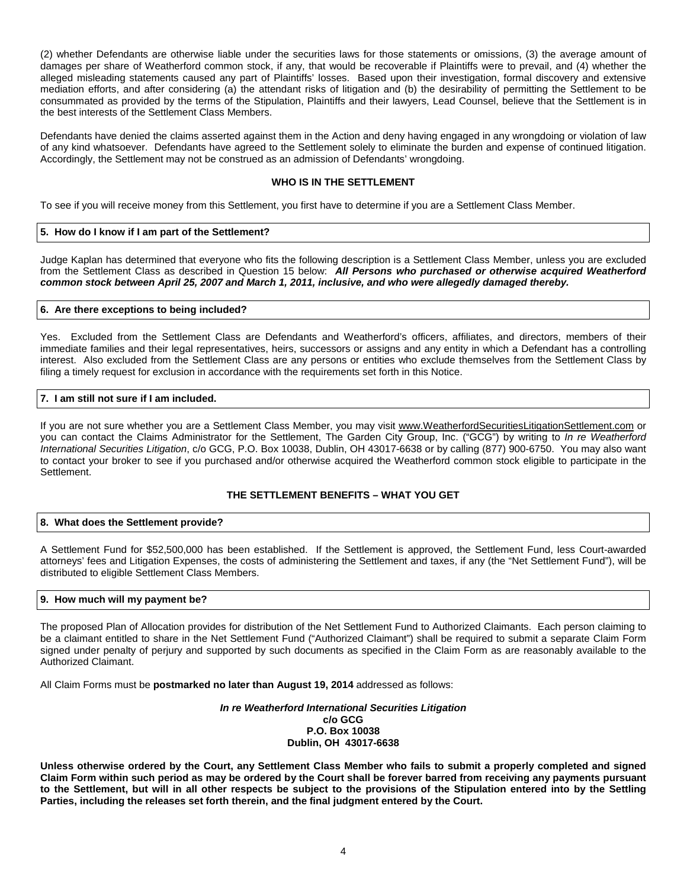(2) whether Defendants are otherwise liable under the securities laws for those statements or omissions, (3) the average amount of damages per share of Weatherford common stock, if any, that would be recoverable if Plaintiffs were to prevail, and (4) whether the alleged misleading statements caused any part of Plaintiffs' losses. Based upon their investigation, formal discovery and extensive mediation efforts, and after considering (a) the attendant risks of litigation and (b) the desirability of permitting the Settlement to be consummated as provided by the terms of the Stipulation, Plaintiffs and their lawyers, Lead Counsel, believe that the Settlement is in the best interests of the Settlement Class Members.

Defendants have denied the claims asserted against them in the Action and deny having engaged in any wrongdoing or violation of law of any kind whatsoever. Defendants have agreed to the Settlement solely to eliminate the burden and expense of continued litigation. Accordingly, the Settlement may not be construed as an admission of Defendants' wrongdoing.

## WHO IS IN THE SETTLEMENT

To see if you will receive money from this Settlement, you first have to determine if you are a Settlement Class Member.

### 5. How do I know if I am part of the Settlement?

Judge Kaplan has determined that everyone who fits the following description is a Settlement Class Member, unless you are excluded from the Settlement Class as described in Question 15 below: ***All Persons who purchased or otherwise acquired Weatherford common stock between April 25, 2007 and March 1, 2011, inclusive, and who were allegedly damaged thereby.***

### 6. Are there exceptions to being included?

Yes. Excluded from the Settlement Class are Defendants and Weatherford's officers, affiliates, and directors, members of their immediate families and their legal representatives, heirs, successors or assigns and any entity in which a Defendant has a controlling interest. Also excluded from the Settlement Class are any persons or entities who exclude themselves from the Settlement Class by filing a timely request for exclusion in accordance with the requirements set forth in this Notice.

### 7. I am still not sure if I am included.

If you are not sure whether you are a Settlement Class Member, you may visit www.WeatherfordSecuritiesLitigationSettlement.com or you can contact the Claims Administrator for the Settlement, The Garden City Group, Inc. ("GCG") by writing to *In re Weatherford International Securities Litigation*, c/o GCG, P.O. Box 10038, Dublin, OH 43017-6638 or by calling (877) 900-6750. You may also want to contact your broker to see if you purchased and/or otherwise acquired the Weatherford common stock eligible to participate in the Settlement.

## THE SETTLEMENT BENEFITS – WHAT YOU GET

### 8. What does the Settlement provide?

A Settlement Fund for $52,500,000 has been established. If the Settlement is approved, the Settlement Fund, less Court-awarded attorneys' fees and Litigation Expenses, the costs of administering the Settlement and taxes, if any (the "Net Settlement Fund"), will be distributed to eligible Settlement Class Members.

### 9. How much will my payment be?

The proposed Plan of Allocation provides for distribution of the Net Settlement Fund to Authorized Claimants. Each person claiming to be a claimant entitled to share in the Net Settlement Fund ("Authorized Claimant") shall be required to submit a separate Claim Form signed under penalty of perjury and supported by such documents as specified in the Claim Form as are reasonably available to the Authorized Claimant.

All Claim Forms must be **postmarked no later than August 19, 2014** addressed as follows:

***In re Weatherford International Securities Litigation***  
**c/o GCG**  
**P.O. Box 10038**  
**Dublin, OH 43017-6638**

**Unless otherwise ordered by the Court, any Settlement Class Member who fails to submit a properly completed and signed Claim Form within such period as may be ordered by the Court shall be forever barred from receiving any payments pursuant to the Settlement, but will in all other respects be subject to the provisions of the Stipulation entered into by the Settling Parties, including the releases set forth therein, and the final judgment entered by the Court.**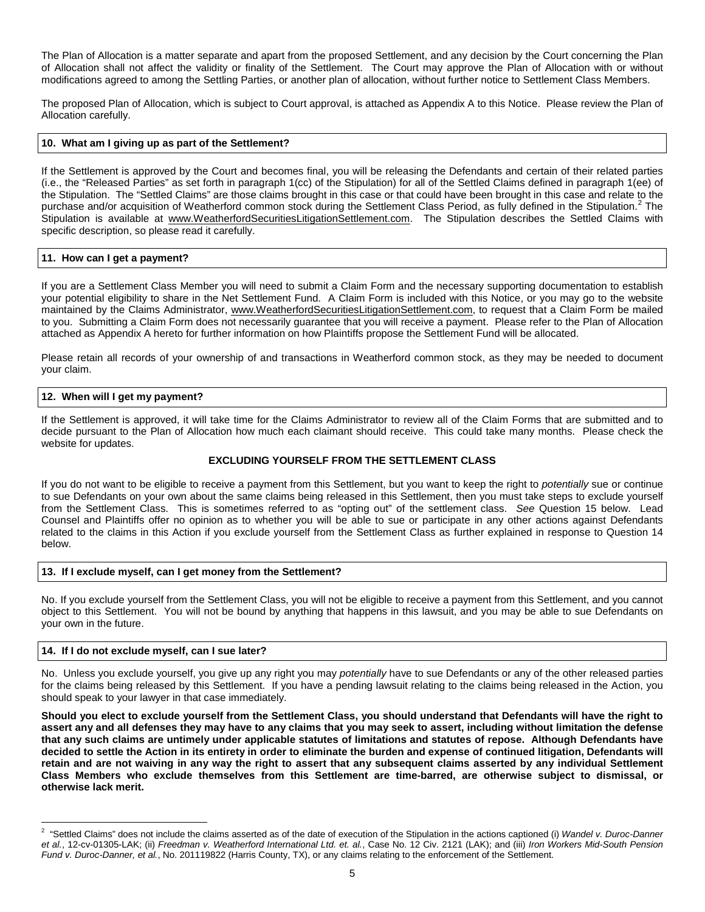The Plan of Allocation is a matter separate and apart from the proposed Settlement, and any decision by the Court concerning the Plan of Allocation shall not affect the validity or finality of the Settlement. The Court may approve the Plan of Allocation with or without modifications agreed to among the Settling Parties, or another plan of allocation, without further notice to Settlement Class Members.

The proposed Plan of Allocation, which is subject to Court approval, is attached as Appendix A to this Notice. Please review the Plan of Allocation carefully.

### 10. What am I giving up as part of the Settlement?

If the Settlement is approved by the Court and becomes final, you will be releasing the Defendants and certain of their related parties (i.e., the "Released Parties" as set forth in paragraph 1(cc) of the Stipulation) for all of the Settled Claims defined in paragraph 1(ee) of the Stipulation. The "Settled Claims" are those claims brought in this case or that could have been brought in this case and relate to the purchase and/or acquisition of Weatherford common stock during the Settlement Class Period, as fully defined in the Stipulation.[2] The Stipulation is available at www.WeatherfordSecuritiesLitigationSettlement.com. The Stipulation describes the Settled Claims with specific description, so please read it carefully.

### 11. How can I get a payment?

If you are a Settlement Class Member you will need to submit a Claim Form and the necessary supporting documentation to establish your potential eligibility to share in the Net Settlement Fund. A Claim Form is included with this Notice, or you may go to the website maintained by the Claims Administrator, www.WeatherfordSecuritiesLitigationSettlement.com, to request that a Claim Form be mailed to you. Submitting a Claim Form does not necessarily guarantee that you will receive a payment. Please refer to the Plan of Allocation attached as Appendix A hereto for further information on how Plaintiffs propose the Settlement Fund will be allocated.

Please retain all records of your ownership of and transactions in Weatherford common stock, as they may be needed to document your claim.

### 12. When will I get my payment?

If the Settlement is approved, it will take time for the Claims Administrator to review all of the Claim Forms that are submitted and to decide pursuant to the Plan of Allocation how much each claimant should receive. This could take many months. Please check the website for updates.

## EXCLUDING YOURSELF FROM THE SETTLEMENT CLASS

If you do not want to be eligible to receive a payment from this Settlement, but you want to keep the right to *potentially* sue or continue to sue Defendants on your own about the same claims being released in this Settlement, then you must take steps to exclude yourself from the Settlement Class. This is sometimes referred to as "opting out" of the settlement class. *See* Question 15 below. Lead Counsel and Plaintiffs offer no opinion as to whether you will be able to sue or participate in any other actions against Defendants related to the claims in this Action if you exclude yourself from the Settlement Class as further explained in response to Question 14 below.

### 13. If I exclude myself, can I get money from the Settlement?

No. If you exclude yourself from the Settlement Class, you will not be eligible to receive a payment from this Settlement, and you cannot object to this Settlement. You will not be bound by anything that happens in this lawsuit, and you may be able to sue Defendants on your own in the future.

### 14. If I do not exclude myself, can I sue later?

No. Unless you exclude yourself, you give up any right you may *potentially* have to sue Defendants or any of the other released parties for the claims being released by this Settlement. If you have a pending lawsuit relating to the claims being released in the Action, you should speak to your lawyer in that case immediately.

**Should you elect to exclude yourself from the Settlement Class, you should understand that Defendants will have the right to assert any and all defenses they may have to any claims that you may seek to assert, including without limitation the defense that any such claims are untimely under applicable statutes of limitations and statutes of repose. Although Defendants have decided to settle the Action in its entirety in order to eliminate the burden and expense of continued litigation, Defendants will retain and are not waiving in any way the right to assert that any subsequent claims asserted by any individual Settlement Class Members who exclude themselves from this Settlement are time-barred, are otherwise subject to dismissal, or otherwise lack merit.**

---

[2] "Settled Claims" does not include the claims asserted as of the date of execution of the Stipulation in the actions captioned (i) *Wandel v. Duroc-Danner et al.*, 12-cv-01305-LAK; (ii) *Freedman v. Weatherford International Ltd. et. al.*, Case No. 12 Civ. 2121 (LAK); and (iii) *Iron Workers Mid-South Pension Fund v. Duroc-Danner, et al.*, No. 201119822 (Harris County, TX), or any claims relating to the enforcement of the Settlement.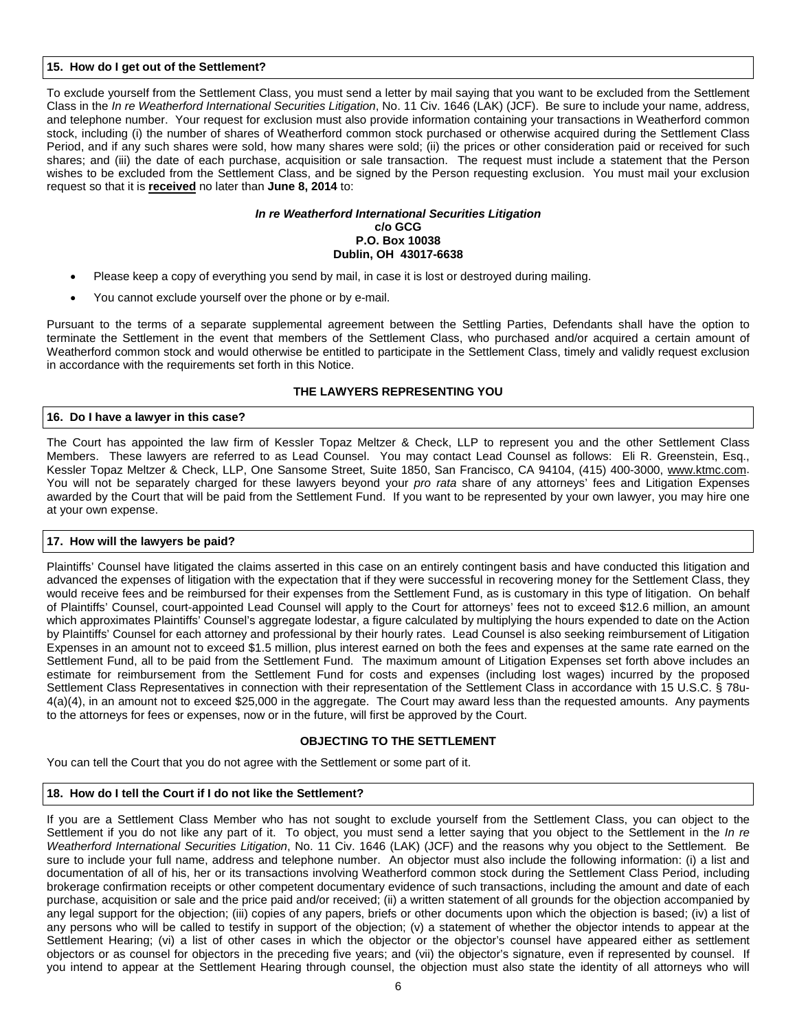### 15. How do I get out of the Settlement?

To exclude yourself from the Settlement Class, you must send a letter by mail saying that you want to be excluded from the Settlement Class in the *In re Weatherford International Securities Litigation*, No. 11 Civ. 1646 (LAK) (JCF). Be sure to include your name, address, and telephone number. Your request for exclusion must also provide information containing your transactions in Weatherford common stock, including (i) the number of shares of Weatherford common stock purchased or otherwise acquired during the Settlement Class Period, and if any such shares were sold, how many shares were sold; (ii) the prices or other consideration paid or received for such shares; and (iii) the date of each purchase, acquisition or sale transaction. The request must include a statement that the Person wishes to be excluded from the Settlement Class, and be signed by the Person requesting exclusion. You must mail your exclusion request so that it is **received** no later than **June 8, 2014** to:

***In re Weatherford International Securities Litigation***
**c/o GCG**
**P.O. Box 10038**
**Dublin, OH 43017-6638**

- Please keep a copy of everything you send by mail, in case it is lost or destroyed during mailing.
- You cannot exclude yourself over the phone or by e-mail.

Pursuant to the terms of a separate supplemental agreement between the Settling Parties, Defendants shall have the option to terminate the Settlement in the event that members of the Settlement Class, who purchased and/or acquired a certain amount of Weatherford common stock and would otherwise be entitled to participate in the Settlement Class, timely and validly request exclusion in accordance with the requirements set forth in this Notice.

## THE LAWYERS REPRESENTING YOU

### 16. Do I have a lawyer in this case?

The Court has appointed the law firm of Kessler Topaz Meltzer & Check, LLP to represent you and the other Settlement Class Members. These lawyers are referred to as Lead Counsel. You may contact Lead Counsel as follows: Eli R. Greenstein, Esq., Kessler Topaz Meltzer & Check, LLP, One Sansome Street, Suite 1850, San Francisco, CA 94104, (415) 400-3000, www.ktmc.com. You will not be separately charged for these lawyers beyond your *pro rata* share of any attorneys' fees and Litigation Expenses awarded by the Court that will be paid from the Settlement Fund. If you want to be represented by your own lawyer, you may hire one at your own expense.

### 17. How will the lawyers be paid?

Plaintiffs' Counsel have litigated the claims asserted in this case on an entirely contingent basis and have conducted this litigation and advanced the expenses of litigation with the expectation that if they were successful in recovering money for the Settlement Class, they would receive fees and be reimbursed for their expenses from the Settlement Fund, as is customary in this type of litigation. On behalf of Plaintiffs' Counsel, court-appointed Lead Counsel will apply to the Court for attorneys' fees not to exceed $12.6 million, an amount which approximates Plaintiffs' Counsel's aggregate lodestar, a figure calculated by multiplying the hours expended to date on the Action by Plaintiffs' Counsel for each attorney and professional by their hourly rates. Lead Counsel is also seeking reimbursement of Litigation Expenses in an amount not to exceed $1.5 million, plus interest earned on both the fees and expenses at the same rate earned on the Settlement Fund, all to be paid from the Settlement Fund. The maximum amount of Litigation Expenses set forth above includes an estimate for reimbursement from the Settlement Fund for costs and expenses (including lost wages) incurred by the proposed Settlement Class Representatives in connection with their representation of the Settlement Class in accordance with 15 U.S.C. § 78u-4(a)(4), in an amount not to exceed $25,000 in the aggregate. The Court may award less than the requested amounts. Any payments to the attorneys for fees or expenses, now or in the future, will first be approved by the Court.

## OBJECTING TO THE SETTLEMENT

You can tell the Court that you do not agree with the Settlement or some part of it.

### 18. How do I tell the Court if I do not like the Settlement?

If you are a Settlement Class Member who has not sought to exclude yourself from the Settlement Class, you can object to the Settlement if you do not like any part of it. To object, you must send a letter saying that you object to the Settlement in the *In re Weatherford International Securities Litigation*, No. 11 Civ. 1646 (LAK) (JCF) and the reasons why you object to the Settlement. Be sure to include your full name, address and telephone number. An objector must also include the following information: (i) a list and documentation of all of his, her or its transactions involving Weatherford common stock during the Settlement Class Period, including brokerage confirmation receipts or other competent documentary evidence of such transactions, including the amount and date of each purchase, acquisition or sale and the price paid and/or received; (ii) a written statement of all grounds for the objection accompanied by any legal support for the objection; (iii) copies of any papers, briefs or other documents upon which the objection is based; (iv) a list of any persons who will be called to testify in support of the objection; (v) a statement of whether the objector intends to appear at the Settlement Hearing; (vi) a list of other cases in which the objector or the objector's counsel have appeared either as settlement objectors or as counsel for objectors in the preceding five years; and (vii) the objector's signature, even if represented by counsel. If you intend to appear at the Settlement Hearing through counsel, the objection must also state the identity of all attorneys who will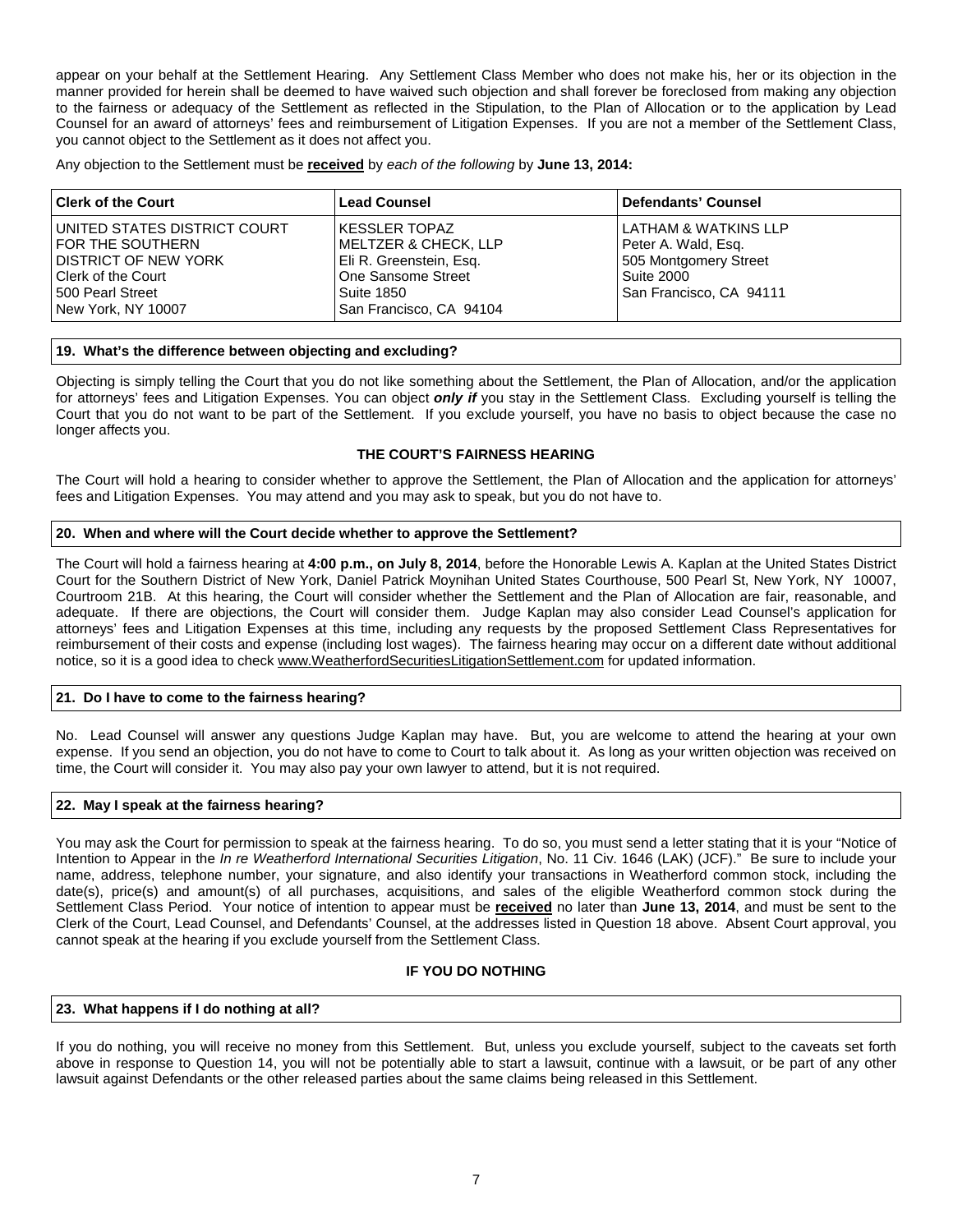appear on your behalf at the Settlement Hearing. Any Settlement Class Member who does not make his, her or its objection in the manner provided for herein shall be deemed to have waived such objection and shall forever be foreclosed from making any objection to the fairness or adequacy of the Settlement as reflected in the Stipulation, to the Plan of Allocation or to the application by Lead Counsel for an award of attorneys' fees and reimbursement of Litigation Expenses. If you are not a member of the Settlement Class, you cannot object to the Settlement as it does not affect you.

Any objection to the Settlement must be **received** by *each of the following* by **June 13, 2014:**

| **Clerk of the Court** | **Lead Counsel** | **Defendants' Counsel** |
|---|---|---|
| UNITED STATES DISTRICT COURT<br>FOR THE SOUTHERN<br>DISTRICT OF NEW YORK<br>Clerk of the Court<br>500 Pearl Street<br>New York, NY 10007 | KESSLER TOPAZ<br>MELTZER & CHECK, LLP<br>Eli R. Greenstein, Esq.<br>One Sansome Street<br>Suite 1850<br>San Francisco, CA 94104 | LATHAM & WATKINS LLP<br>Peter A. Wald, Esq.<br>505 Montgomery Street<br>Suite 2000<br>San Francisco, CA 94111 |

### 19. What's the difference between objecting and excluding?

Objecting is simply telling the Court that you do not like something about the Settlement, the Plan of Allocation, and/or the application for attorneys' fees and Litigation Expenses. You can object ***only if*** you stay in the Settlement Class. Excluding yourself is telling the Court that you do not want to be part of the Settlement. If you exclude yourself, you have no basis to object because the case no longer affects you.

## THE COURT'S FAIRNESS HEARING

The Court will hold a hearing to consider whether to approve the Settlement, the Plan of Allocation and the application for attorneys' fees and Litigation Expenses. You may attend and you may ask to speak, but you do not have to.

### 20. When and where will the Court decide whether to approve the Settlement?

The Court will hold a fairness hearing at **4:00 p.m., on July 8, 2014**, before the Honorable Lewis A. Kaplan at the United States District Court for the Southern District of New York, Daniel Patrick Moynihan United States Courthouse, 500 Pearl St, New York, NY 10007, Courtroom 21B. At this hearing, the Court will consider whether the Settlement and the Plan of Allocation are fair, reasonable, and adequate. If there are objections, the Court will consider them. Judge Kaplan may also consider Lead Counsel's application for attorneys' fees and Litigation Expenses at this time, including any requests by the proposed Settlement Class Representatives for reimbursement of their costs and expense (including lost wages). The fairness hearing may occur on a different date without additional notice, so it is a good idea to check www.WeatherfordSecuritiesLitigationSettlement.com for updated information.

### 21. Do I have to come to the fairness hearing?

No. Lead Counsel will answer any questions Judge Kaplan may have. But, you are welcome to attend the hearing at your own expense. If you send an objection, you do not have to come to Court to talk about it. As long as your written objection was received on time, the Court will consider it. You may also pay your own lawyer to attend, but it is not required.

### 22. May I speak at the fairness hearing?

You may ask the Court for permission to speak at the fairness hearing. To do so, you must send a letter stating that it is your "Notice of Intention to Appear in the *In re Weatherford International Securities Litigation*, No. 11 Civ. 1646 (LAK) (JCF)." Be sure to include your name, address, telephone number, your signature, and also identify your transactions in Weatherford common stock, including the date(s), price(s) and amount(s) of all purchases, acquisitions, and sales of the eligible Weatherford common stock during the Settlement Class Period. Your notice of intention to appear must be **received** no later than **June 13, 2014**, and must be sent to the Clerk of the Court, Lead Counsel, and Defendants' Counsel, at the addresses listed in Question 18 above. Absent Court approval, you cannot speak at the hearing if you exclude yourself from the Settlement Class.

## IF YOU DO NOTHING

### 23. What happens if I do nothing at all?

If you do nothing, you will receive no money from this Settlement. But, unless you exclude yourself, subject to the caveats set forth above in response to Question 14, you will not be potentially able to start a lawsuit, continue with a lawsuit, or be part of any other lawsuit against Defendants or the other released parties about the same claims being released in this Settlement.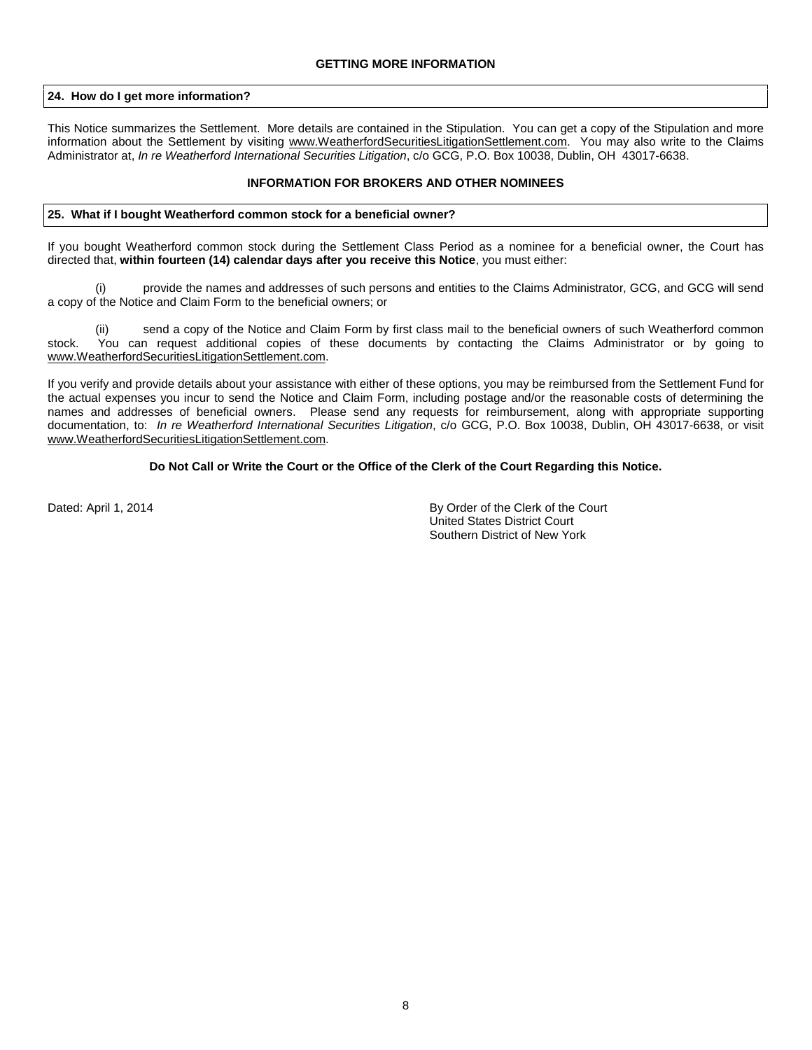## GETTING MORE INFORMATION

### 24. How do I get more information?

This Notice summarizes the Settlement. More details are contained in the Stipulation. You can get a copy of the Stipulation and more information about the Settlement by visiting www.WeatherfordSecuritiesLitigationSettlement.com. You may also write to the Claims Administrator at, *In re Weatherford International Securities Litigation*, c/o GCG, P.O. Box 10038, Dublin, OH 43017-6638.

## INFORMATION FOR BROKERS AND OTHER NOMINEES

### 25. What if I bought Weatherford common stock for a beneficial owner?

If you bought Weatherford common stock during the Settlement Class Period as a nominee for a beneficial owner, the Court has directed that, **within fourteen (14) calendar days after you receive this Notice**, you must either:

(i) provide the names and addresses of such persons and entities to the Claims Administrator, GCG, and GCG will send a copy of the Notice and Claim Form to the beneficial owners; or

(ii) send a copy of the Notice and Claim Form by first class mail to the beneficial owners of such Weatherford common stock. You can request additional copies of these documents by contacting the Claims Administrator or by going to www.WeatherfordSecuritiesLitigationSettlement.com.

If you verify and provide details about your assistance with either of these options, you may be reimbursed from the Settlement Fund for the actual expenses you incur to send the Notice and Claim Form, including postage and/or the reasonable costs of determining the names and addresses of beneficial owners. Please send any requests for reimbursement, along with appropriate supporting documentation, to: *In re Weatherford International Securities Litigation*, c/o GCG, P.O. Box 10038, Dublin, OH 43017-6638, or visit www.WeatherfordSecuritiesLitigationSettlement.com.

**Do Not Call or Write the Court or the Office of the Clerk of the Court Regarding this Notice.**

Dated: April 1, 2014

By Order of the Clerk of the Court
United States District Court
Southern District of New York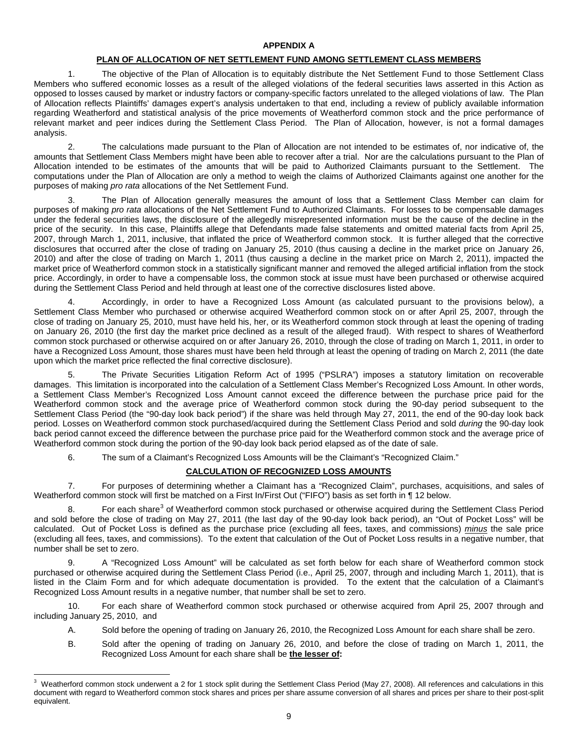## APPENDIX A

## PLAN OF ALLOCATION OF NET SETTLEMENT FUND AMONG SETTLEMENT CLASS MEMBERS

1. The objective of the Plan of Allocation is to equitably distribute the Net Settlement Fund to those Settlement Class Members who suffered economic losses as a result of the alleged violations of the federal securities laws asserted in this Action as opposed to losses caused by market or industry factors or company-specific factors unrelated to the alleged violations of law. The Plan of Allocation reflects Plaintiffs' damages expert's analysis undertaken to that end, including a review of publicly available information regarding Weatherford and statistical analysis of the price movements of Weatherford common stock and the price performance of relevant market and peer indices during the Settlement Class Period. The Plan of Allocation, however, is not a formal damages analysis.

2. The calculations made pursuant to the Plan of Allocation are not intended to be estimates of, nor indicative of, the amounts that Settlement Class Members might have been able to recover after a trial. Nor are the calculations pursuant to the Plan of Allocation intended to be estimates of the amounts that will be paid to Authorized Claimants pursuant to the Settlement. The computations under the Plan of Allocation are only a method to weigh the claims of Authorized Claimants against one another for the purposes of making *pro rata* allocations of the Net Settlement Fund.

3. The Plan of Allocation generally measures the amount of loss that a Settlement Class Member can claim for purposes of making *pro rata* allocations of the Net Settlement Fund to Authorized Claimants. For losses to be compensable damages under the federal securities laws, the disclosure of the allegedly misrepresented information must be the cause of the decline in the price of the security. In this case, Plaintiffs allege that Defendants made false statements and omitted material facts from April 25, 2007, through March 1, 2011, inclusive, that inflated the price of Weatherford common stock. It is further alleged that the corrective disclosures that occurred after the close of trading on January 25, 2010 (thus causing a decline in the market price on January 26, 2010) and after the close of trading on March 1, 2011 (thus causing a decline in the market price on March 2, 2011), impacted the market price of Weatherford common stock in a statistically significant manner and removed the alleged artificial inflation from the stock price. Accordingly, in order to have a compensable loss, the common stock at issue must have been purchased or otherwise acquired during the Settlement Class Period and held through at least one of the corrective disclosures listed above.

4. Accordingly, in order to have a Recognized Loss Amount (as calculated pursuant to the provisions below), a Settlement Class Member who purchased or otherwise acquired Weatherford common stock on or after April 25, 2007, through the close of trading on January 25, 2010, must have held his, her, or its Weatherford common stock through at least the opening of trading on January 26, 2010 (the first day the market price declined as a result of the alleged fraud). With respect to shares of Weatherford common stock purchased or otherwise acquired on or after January 26, 2010, through the close of trading on March 1, 2011, in order to have a Recognized Loss Amount, those shares must have been held through at least the opening of trading on March 2, 2011 (the date upon which the market price reflected the final corrective disclosure).

5. The Private Securities Litigation Reform Act of 1995 ("PSLRA") imposes a statutory limitation on recoverable damages. This limitation is incorporated into the calculation of a Settlement Class Member's Recognized Loss Amount. In other words, a Settlement Class Member's Recognized Loss Amount cannot exceed the difference between the purchase price paid for the Weatherford common stock and the average price of Weatherford common stock during the 90-day period subsequent to the Settlement Class Period (the "90-day look back period") if the share was held through May 27, 2011, the end of the 90-day look back period. Losses on Weatherford common stock purchased/acquired during the Settlement Class Period and sold *during* the 90-day look back period cannot exceed the difference between the purchase price paid for the Weatherford common stock and the average price of Weatherford common stock during the portion of the 90-day look back period elapsed as of the date of sale.

6. The sum of a Claimant's Recognized Loss Amounts will be the Claimant's "Recognized Claim."

## CALCULATION OF RECOGNIZED LOSS AMOUNTS

7. For purposes of determining whether a Claimant has a "Recognized Claim", purchases, acquisitions, and sales of Weatherford common stock will first be matched on a First In/First Out ("FIFO") basis as set forth in ¶ 12 below.

8. For each share[3] of Weatherford common stock purchased or otherwise acquired during the Settlement Class Period and sold before the close of trading on May 27, 2011 (the last day of the 90-day look back period), an "Out of Pocket Loss" will be calculated. Out of Pocket Loss is defined as the purchase price (excluding all fees, taxes, and commissions) *minus* the sale price (excluding all fees, taxes, and commissions). To the extent that calculation of the Out of Pocket Loss results in a negative number, that number shall be set to zero.

9. A "Recognized Loss Amount" will be calculated as set forth below for each share of Weatherford common stock purchased or otherwise acquired during the Settlement Class Period (i.e., April 25, 2007, through and including March 1, 2011), that is listed in the Claim Form and for which adequate documentation is provided. To the extent that the calculation of a Claimant's Recognized Loss Amount results in a negative number, that number shall be set to zero.

10. For each share of Weatherford common stock purchased or otherwise acquired from April 25, 2007 through and including January 25, 2010, and

A. Sold before the opening of trading on January 26, 2010, the Recognized Loss Amount for each share shall be zero.

B. Sold after the opening of trading on January 26, 2010, and before the close of trading on March 1, 2011, the Recognized Loss Amount for each share shall be **the lesser of:**

[3] Weatherford common stock underwent a 2 for 1 stock split during the Settlement Class Period (May 27, 2008). All references and calculations in this document with regard to Weatherford common stock shares and prices per share assume conversion of all shares and prices per share to their post-split equivalent.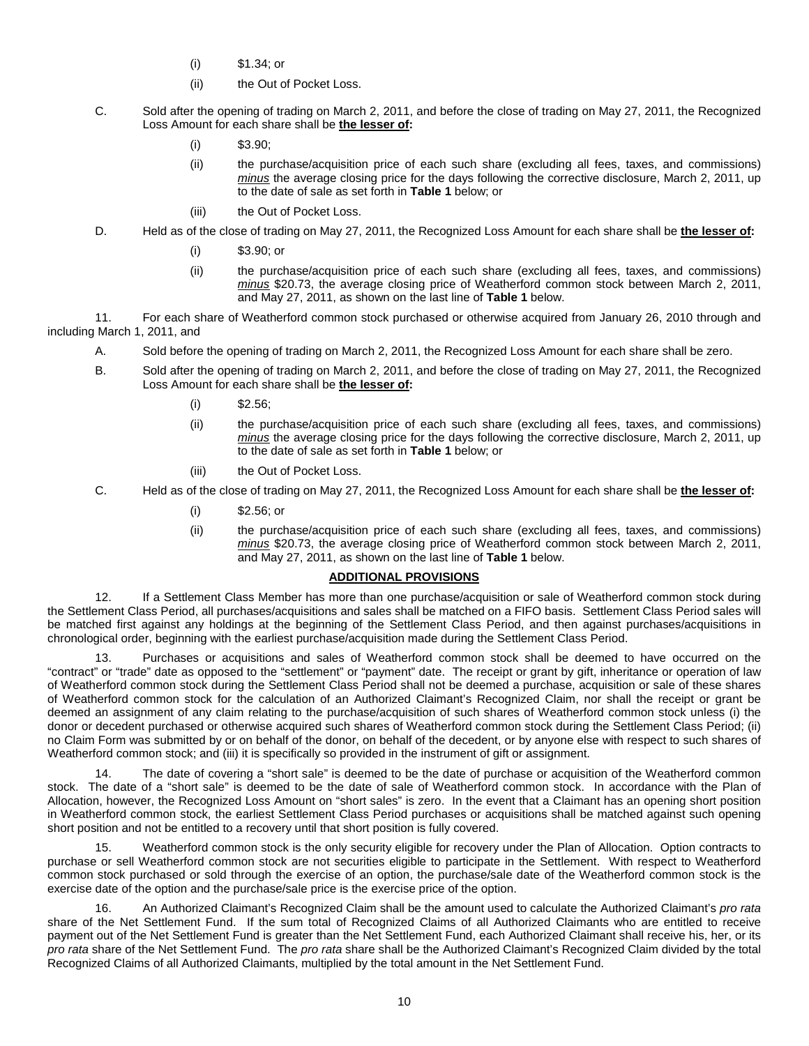(i) $1.34; or

(ii) the Out of Pocket Loss.

C. Sold after the opening of trading on March 2, 2011, and before the close of trading on May 27, 2011, the Recognized Loss Amount for each share shall be **the lesser of:**

(i) $3.90;

(ii) the purchase/acquisition price of each such share (excluding all fees, taxes, and commissions) *minus* the average closing price for the days following the corrective disclosure, March 2, 2011, up to the date of sale as set forth in **Table 1** below; or

(iii) the Out of Pocket Loss.

D. Held as of the close of trading on May 27, 2011, the Recognized Loss Amount for each share shall be **the lesser of:**

(i) $3.90; or

(ii) the purchase/acquisition price of each such share (excluding all fees, taxes, and commissions) *minus* $20.73, the average closing price of Weatherford common stock between March 2, 2011, and May 27, 2011, as shown on the last line of **Table 1** below.

11. For each share of Weatherford common stock purchased or otherwise acquired from January 26, 2010 through and including March 1, 2011, and

A. Sold before the opening of trading on March 2, 2011, the Recognized Loss Amount for each share shall be zero.

B. Sold after the opening of trading on March 2, 2011, and before the close of trading on May 27, 2011, the Recognized Loss Amount for each share shall be **the lesser of:**

(i) $2.56;

(ii) the purchase/acquisition price of each such share (excluding all fees, taxes, and commissions) *minus* the average closing price for the days following the corrective disclosure, March 2, 2011, up to the date of sale as set forth in **Table 1** below; or

(iii) the Out of Pocket Loss.

C. Held as of the close of trading on May 27, 2011, the Recognized Loss Amount for each share shall be **the lesser of:**

(i) $2.56; or

(ii) the purchase/acquisition price of each such share (excluding all fees, taxes, and commissions) *minus* $20.73, the average closing price of Weatherford common stock between March 2, 2011, and May 27, 2011, as shown on the last line of **Table 1** below.

## ADDITIONAL PROVISIONS

12. If a Settlement Class Member has more than one purchase/acquisition or sale of Weatherford common stock during the Settlement Class Period, all purchases/acquisitions and sales shall be matched on a FIFO basis. Settlement Class Period sales will be matched first against any holdings at the beginning of the Settlement Class Period, and then against purchases/acquisitions in chronological order, beginning with the earliest purchase/acquisition made during the Settlement Class Period.

13. Purchases or acquisitions and sales of Weatherford common stock shall be deemed to have occurred on the "contract" or "trade" date as opposed to the "settlement" or "payment" date. The receipt or grant by gift, inheritance or operation of law of Weatherford common stock during the Settlement Class Period shall not be deemed a purchase, acquisition or sale of these shares of Weatherford common stock for the calculation of an Authorized Claimant's Recognized Claim, nor shall the receipt or grant be deemed an assignment of any claim relating to the purchase/acquisition of such shares of Weatherford common stock unless (i) the donor or decedent purchased or otherwise acquired such shares of Weatherford common stock during the Settlement Class Period; (ii) no Claim Form was submitted by or on behalf of the donor, on behalf of the decedent, or by anyone else with respect to such shares of Weatherford common stock; and (iii) it is specifically so provided in the instrument of gift or assignment.

14. The date of covering a "short sale" is deemed to be the date of purchase or acquisition of the Weatherford common stock. The date of a "short sale" is deemed to be the date of sale of Weatherford common stock. In accordance with the Plan of Allocation, however, the Recognized Loss Amount on "short sales" is zero. In the event that a Claimant has an opening short position in Weatherford common stock, the earliest Settlement Class Period purchases or acquisitions shall be matched against such opening short position and not be entitled to a recovery until that short position is fully covered.

15. Weatherford common stock is the only security eligible for recovery under the Plan of Allocation. Option contracts to purchase or sell Weatherford common stock are not securities eligible to participate in the Settlement. With respect to Weatherford common stock purchased or sold through the exercise of an option, the purchase/sale date of the Weatherford common stock is the exercise date of the option and the purchase/sale price is the exercise price of the option.

16. An Authorized Claimant's Recognized Claim shall be the amount used to calculate the Authorized Claimant's *pro rata* share of the Net Settlement Fund. If the sum total of Recognized Claims of all Authorized Claimants who are entitled to receive payment out of the Net Settlement Fund is greater than the Net Settlement Fund, each Authorized Claimant shall receive his, her, or its *pro rata* share of the Net Settlement Fund. The *pro rata* share shall be the Authorized Claimant's Recognized Claim divided by the total Recognized Claims of all Authorized Claimants, multiplied by the total amount in the Net Settlement Fund.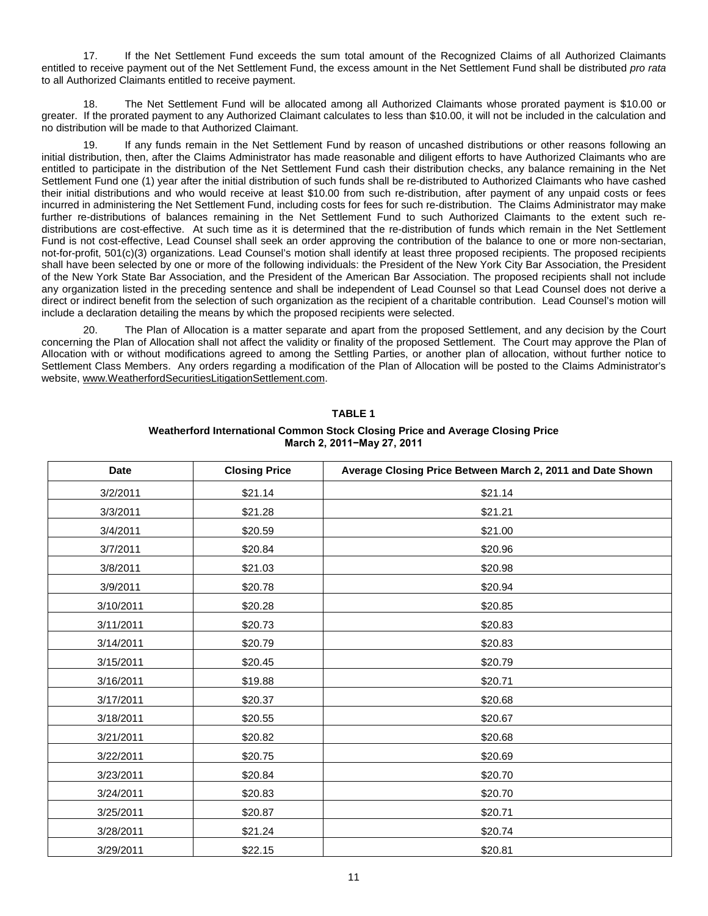17. If the Net Settlement Fund exceeds the sum total amount of the Recognized Claims of all Authorized Claimants entitled to receive payment out of the Net Settlement Fund, the excess amount in the Net Settlement Fund shall be distributed *pro rata* to all Authorized Claimants entitled to receive payment.

18. The Net Settlement Fund will be allocated among all Authorized Claimants whose prorated payment is $10.00 or greater. If the prorated payment to any Authorized Claimant calculates to less than $10.00, it will not be included in the calculation and no distribution will be made to that Authorized Claimant.

19. If any funds remain in the Net Settlement Fund by reason of uncashed distributions or other reasons following an initial distribution, then, after the Claims Administrator has made reasonable and diligent efforts to have Authorized Claimants who are entitled to participate in the distribution of the Net Settlement Fund cash their distribution checks, any balance remaining in the Net Settlement Fund one (1) year after the initial distribution of such funds shall be re-distributed to Authorized Claimants who have cashed their initial distributions and who would receive at least $10.00 from such re-distribution, after payment of any unpaid costs or fees incurred in administering the Net Settlement Fund, including costs for fees for such re-distribution. The Claims Administrator may make further re-distributions of balances remaining in the Net Settlement Fund to such Authorized Claimants to the extent such re-distributions are cost-effective. At such time as it is determined that the re-distribution of funds which remain in the Net Settlement Fund is not cost-effective, Lead Counsel shall seek an order approving the contribution of the balance to one or more non-sectarian, not-for-profit, 501(c)(3) organizations. Lead Counsel's motion shall identify at least three proposed recipients. The proposed recipients shall have been selected by one or more of the following individuals: the President of the New York City Bar Association, the President of the New York State Bar Association, and the President of the American Bar Association. The proposed recipients shall not include any organization listed in the preceding sentence and shall be independent of Lead Counsel so that Lead Counsel does not derive a direct or indirect benefit from the selection of such organization as the recipient of a charitable contribution. Lead Counsel's motion will include a declaration detailing the means by which the proposed recipients were selected.

20. The Plan of Allocation is a matter separate and apart from the proposed Settlement, and any decision by the Court concerning the Plan of Allocation shall not affect the validity or finality of the proposed Settlement. The Court may approve the Plan of Allocation with or without modifications agreed to among the Settling Parties, or another plan of allocation, without further notice to Settlement Class Members. Any orders regarding a modification of the Plan of Allocation will be posted to the Claims Administrator's website, www.WeatherfordSecuritiesLitigationSettlement.com.

**TABLE 1**

**Weatherford International Common Stock Closing Price and Average Closing Price March 2, 2011−May 27, 2011**

| Date | Closing Price | Average Closing Price Between March 2, 2011 and Date Shown |
|---|---|---|
| 3/2/2011 | $21.14 | $21.14 |
| 3/3/2011 | $21.28 | $21.21 |
| 3/4/2011 | $20.59 | $21.00 |
| 3/7/2011 | $20.84 | $20.96 |
| 3/8/2011 | $21.03 | $20.98 |
| 3/9/2011 | $20.78 | $20.94 |
| 3/10/2011 | $20.28 | $20.85 |
| 3/11/2011 | $20.73 | $20.83 |
| 3/14/2011 | $20.79 | $20.83 |
| 3/15/2011 | $20.45 | $20.79 |
| 3/16/2011 | $19.88 | $20.71 |
| 3/17/2011 | $20.37 | $20.68 |
| 3/18/2011 | $20.55 | $20.67 |
| 3/21/2011 | $20.82 | $20.68 |
| 3/22/2011 | $20.75 | $20.69 |
| 3/23/2011 | $20.84 | $20.70 |
| 3/24/2011 | $20.83 | $20.70 |
| 3/25/2011 | $20.87 | $20.71 |
| 3/28/2011 | $21.24 | $20.74 |
| 3/29/2011 | $22.15 | $20.81 |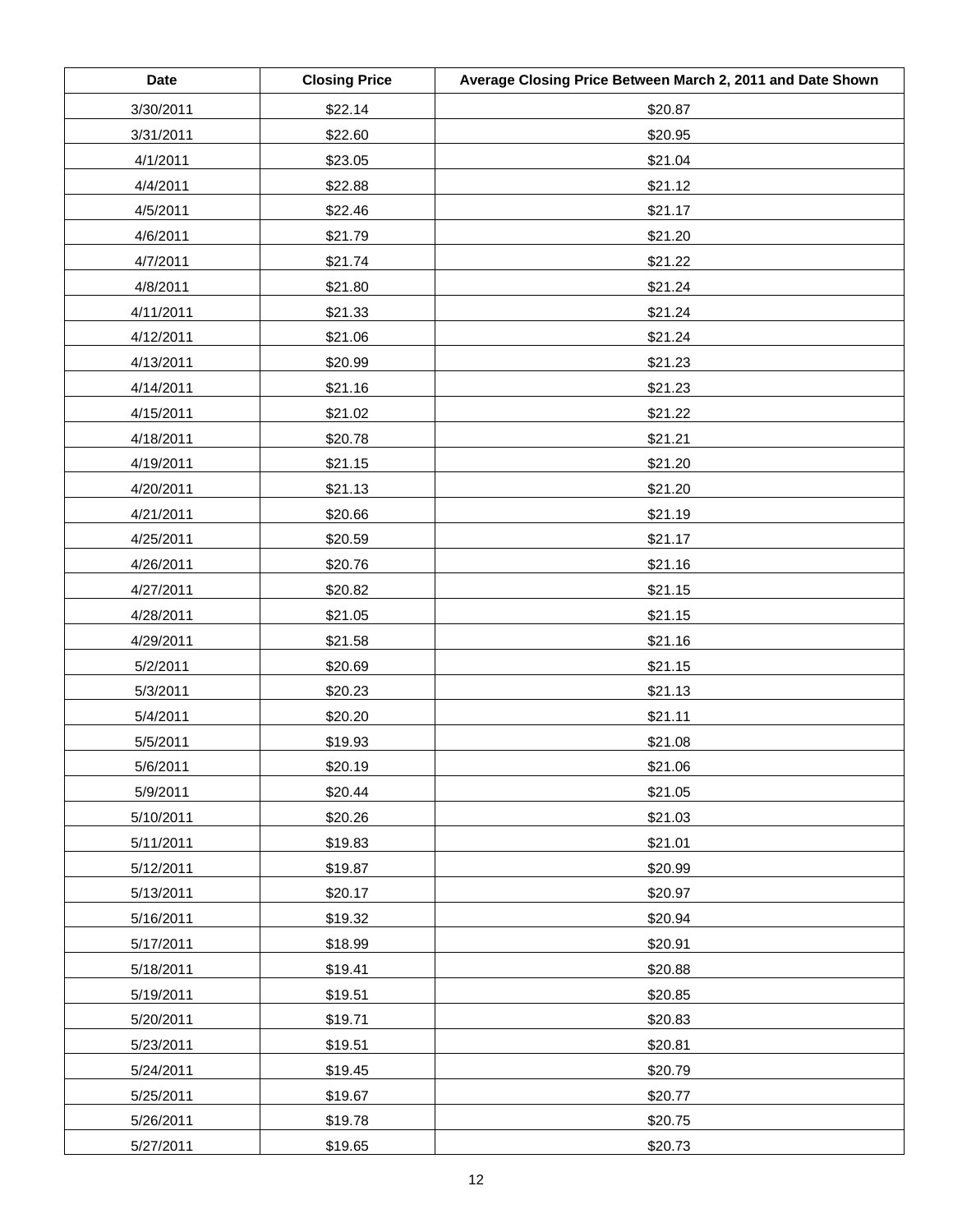| Date | Closing Price | Average Closing Price Between March 2, 2011 and Date Shown |
|---|---|---|
| 3/30/2011 | $22.14 | $20.87 |
| 3/31/2011 | $22.60 | $20.95 |
| 4/1/2011 | $23.05 | $21.04 |
| 4/4/2011 | $22.88 | $21.12 |
| 4/5/2011 | $22.46 | $21.17 |
| 4/6/2011 | $21.79 | $21.20 |
| 4/7/2011 | $21.74 | $21.22 |
| 4/8/2011 | $21.80 | $21.24 |
| 4/11/2011 | $21.33 | $21.24 |
| 4/12/2011 | $21.06 | $21.24 |
| 4/13/2011 | $20.99 | $21.23 |
| 4/14/2011 | $21.16 | $21.23 |
| 4/15/2011 | $21.02 | $21.22 |
| 4/18/2011 | $20.78 | $21.21 |
| 4/19/2011 | $21.15 | $21.20 |
| 4/20/2011 | $21.13 | $21.20 |
| 4/21/2011 | $20.66 | $21.19 |
| 4/25/2011 | $20.59 | $21.17 |
| 4/26/2011 | $20.76 | $21.16 |
| 4/27/2011 | $20.82 | $21.15 |
| 4/28/2011 | $21.05 | $21.15 |
| 4/29/2011 | $21.58 | $21.16 |
| 5/2/2011 | $20.69 | $21.15 |
| 5/3/2011 | $20.23 | $21.13 |
| 5/4/2011 | $20.20 | $21.11 |
| 5/5/2011 | $19.93 | $21.08 |
| 5/6/2011 | $20.19 | $21.06 |
| 5/9/2011 | $20.44 | $21.05 |
| 5/10/2011 | $20.26 | $21.03 |
| 5/11/2011 | $19.83 | $21.01 |
| 5/12/2011 | $19.87 | $20.99 |
| 5/13/2011 | $20.17 | $20.97 |
| 5/16/2011 | $19.32 | $20.94 |
| 5/17/2011 | $18.99 | $20.91 |
| 5/18/2011 | $19.41 | $20.88 |
| 5/19/2011 | $19.51 | $20.85 |
| 5/20/2011 | $19.71 | $20.83 |
| 5/23/2011 | $19.51 | $20.81 |
| 5/24/2011 | $19.45 | $20.79 |
| 5/25/2011 | $19.67 | $20.77 |
| 5/26/2011 | $19.78 | $20.75 |
| 5/27/2011 | $19.65 | $20.73 |